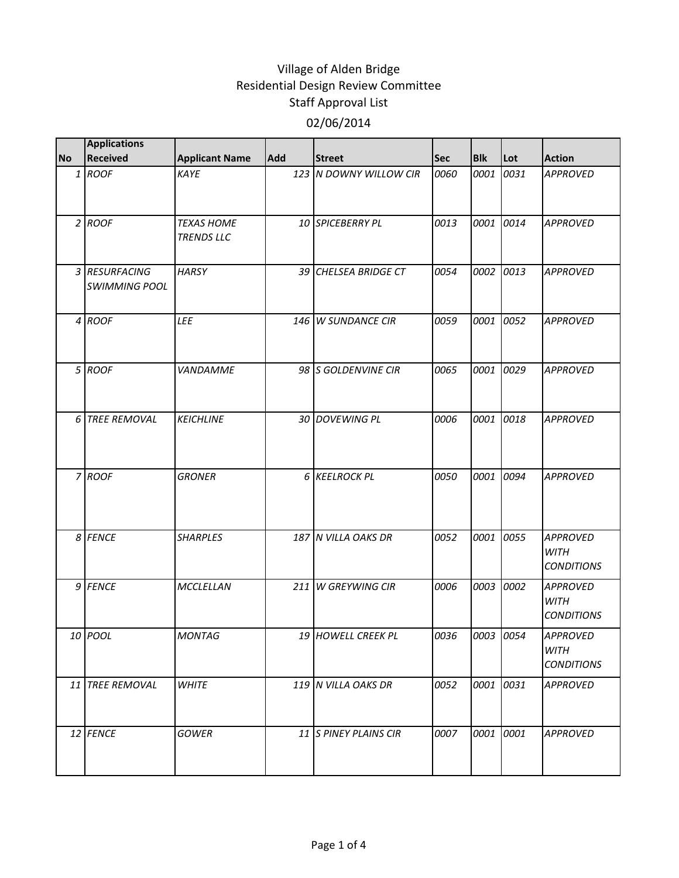# Village of Alden Bridge
## Residential Design Review Committee
## Staff Approval List
## 02/06/2014

| No | Applications Received | Applicant Name | Add | Street | Sec | Blk | Lot | Action |
|---|---|---|---|---|---|---|---|---|
| 1 | ROOF | KAYE | 123 | N DOWNY WILLOW CIR | 0060 | 0001 | 0031 | APPROVED |
| 2 | ROOF | TEXAS HOME TRENDS LLC | 10 | SPICEBERRY PL | 0013 | 0001 | 0014 | APPROVED |
| 3 | RESURFACING SWIMMING POOL | HARSY | 39 | CHELSEA BRIDGE CT | 0054 | 0002 | 0013 | APPROVED |
| 4 | ROOF | LEE | 146 | W SUNDANCE CIR | 0059 | 0001 | 0052 | APPROVED |
| 5 | ROOF | VANDAMME | 98 | S GOLDENVINE CIR | 0065 | 0001 | 0029 | APPROVED |
| 6 | TREE REMOVAL | KEICHLINE | 30 | DOVEWING PL | 0006 | 0001 | 0018 | APPROVED |
| 7 | ROOF | GRONER | 6 | KEELROCK PL | 0050 | 0001 | 0094 | APPROVED |
| 8 | FENCE | SHARPLES | 187 | N VILLA OAKS DR | 0052 | 0001 | 0055 | APPROVED WITH CONDITIONS |
| 9 | FENCE | MCCLELLAN | 211 | W GREYWING CIR | 0006 | 0003 | 0002 | APPROVED WITH CONDITIONS |
| 10 | POOL | MONTAG | 19 | HOWELL CREEK PL | 0036 | 0003 | 0054 | APPROVED WITH CONDITIONS |
| 11 | TREE REMOVAL | WHITE | 119 | N VILLA OAKS DR | 0052 | 0001 | 0031 | APPROVED |
| 12 | FENCE | GOWER | 11 | S PINEY PLAINS CIR | 0007 | 0001 | 0001 | APPROVED |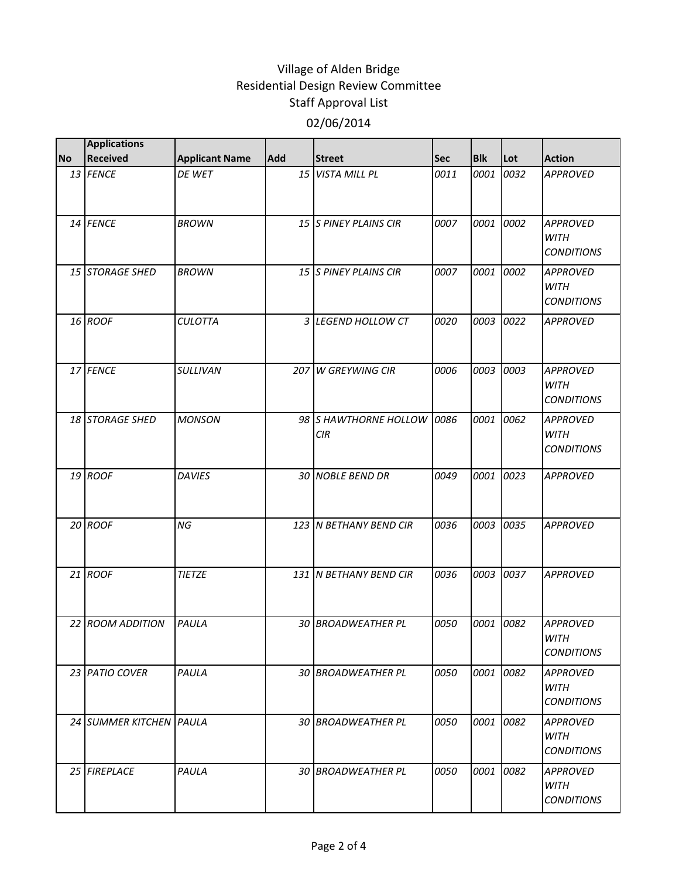Village of Alden Bridge
Residential Design Review Committee
Staff Approval List

02/06/2014

| No | Applications Received | Applicant Name | Add | Street | Sec | Blk | Lot | Action |
|---|---|---|---|---|---|---|---|---|
| 13 | FENCE | DE WET | 15 | VISTA MILL PL | 0011 | 0001 | 0032 | APPROVED |
| 14 | FENCE | BROWN | 15 | S PINEY PLAINS CIR | 0007 | 0001 | 0002 | APPROVED WITH CONDITIONS |
| 15 | STORAGE SHED | BROWN | 15 | S PINEY PLAINS CIR | 0007 | 0001 | 0002 | APPROVED WITH CONDITIONS |
| 16 | ROOF | CULOTTA | 3 | LEGEND HOLLOW CT | 0020 | 0003 | 0022 | APPROVED |
| 17 | FENCE | SULLIVAN | 207 | W GREYWING CIR | 0006 | 0003 | 0003 | APPROVED WITH CONDITIONS |
| 18 | STORAGE SHED | MONSON | 98 | S HAWTHORNE HOLLOW CIR | 0086 | 0001 | 0062 | APPROVED WITH CONDITIONS |
| 19 | ROOF | DAVIES | 30 | NOBLE BEND DR | 0049 | 0001 | 0023 | APPROVED |
| 20 | ROOF | NG | 123 | N BETHANY BEND CIR | 0036 | 0003 | 0035 | APPROVED |
| 21 | ROOF | TIETZE | 131 | N BETHANY BEND CIR | 0036 | 0003 | 0037 | APPROVED |
| 22 | ROOM ADDITION | PAULA | 30 | BROADWEATHER PL | 0050 | 0001 | 0082 | APPROVED WITH CONDITIONS |
| 23 | PATIO COVER | PAULA | 30 | BROADWEATHER PL | 0050 | 0001 | 0082 | APPROVED WITH CONDITIONS |
| 24 | SUMMER KITCHEN | PAULA | 30 | BROADWEATHER PL | 0050 | 0001 | 0082 | APPROVED WITH CONDITIONS |
| 25 | FIREPLACE | PAULA | 30 | BROADWEATHER PL | 0050 | 0001 | 0082 | APPROVED WITH CONDITIONS |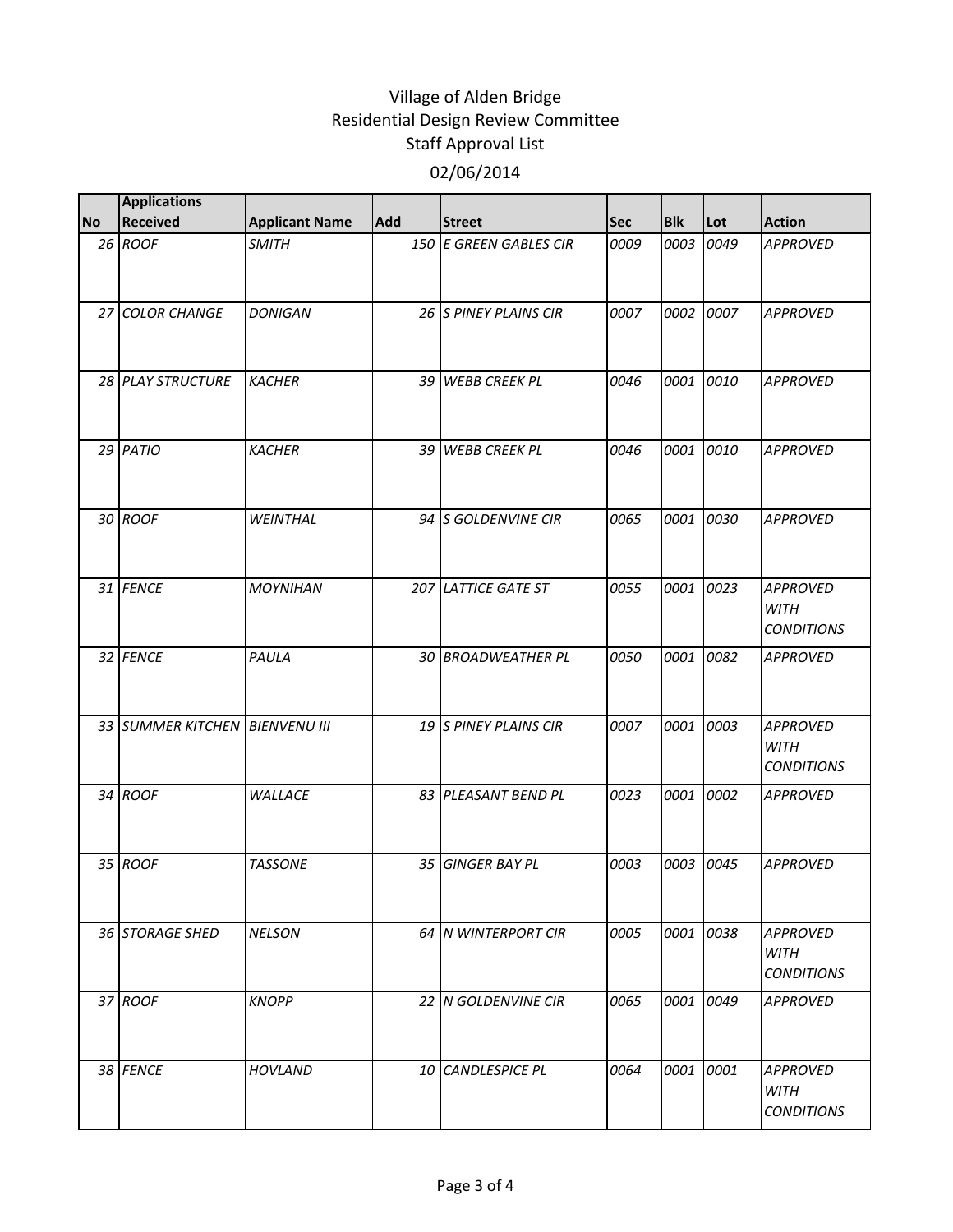Village of Alden Bridge
Residential Design Review Committee
Staff Approval List

02/06/2014

| No | Applications Received | Applicant Name | Add | Street | Sec | Blk | Lot | Action |
|---|---|---|---|---|---|---|---|---|
| 26 | ROOF | SMITH | 150 | E GREEN GABLES CIR | 0009 | 0003 | 0049 | APPROVED |
| 27 | COLOR CHANGE | DONIGAN | 26 | S PINEY PLAINS CIR | 0007 | 0002 | 0007 | APPROVED |
| 28 | PLAY STRUCTURE | KACHER | 39 | WEBB CREEK PL | 0046 | 0001 | 0010 | APPROVED |
| 29 | PATIO | KACHER | 39 | WEBB CREEK PL | 0046 | 0001 | 0010 | APPROVED |
| 30 | ROOF | WEINTHAL | 94 | S GOLDENVINE CIR | 0065 | 0001 | 0030 | APPROVED |
| 31 | FENCE | MOYNIHAN | 207 | LATTICE GATE ST | 0055 | 0001 | 0023 | APPROVED WITH CONDITIONS |
| 32 | FENCE | PAULA | 30 | BROADWEATHER PL | 0050 | 0001 | 0082 | APPROVED |
| 33 | SUMMER KITCHEN | BIENVENU III | 19 | S PINEY PLAINS CIR | 0007 | 0001 | 0003 | APPROVED WITH CONDITIONS |
| 34 | ROOF | WALLACE | 83 | PLEASANT BEND PL | 0023 | 0001 | 0002 | APPROVED |
| 35 | ROOF | TASSONE | 35 | GINGER BAY PL | 0003 | 0003 | 0045 | APPROVED |
| 36 | STORAGE SHED | NELSON | 64 | N WINTERPORT CIR | 0005 | 0001 | 0038 | APPROVED WITH CONDITIONS |
| 37 | ROOF | KNOPP | 22 | N GOLDENVINE CIR | 0065 | 0001 | 0049 | APPROVED |
| 38 | FENCE | HOVLAND | 10 | CANDLESPICE PL | 0064 | 0001 | 0001 | APPROVED WITH CONDITIONS |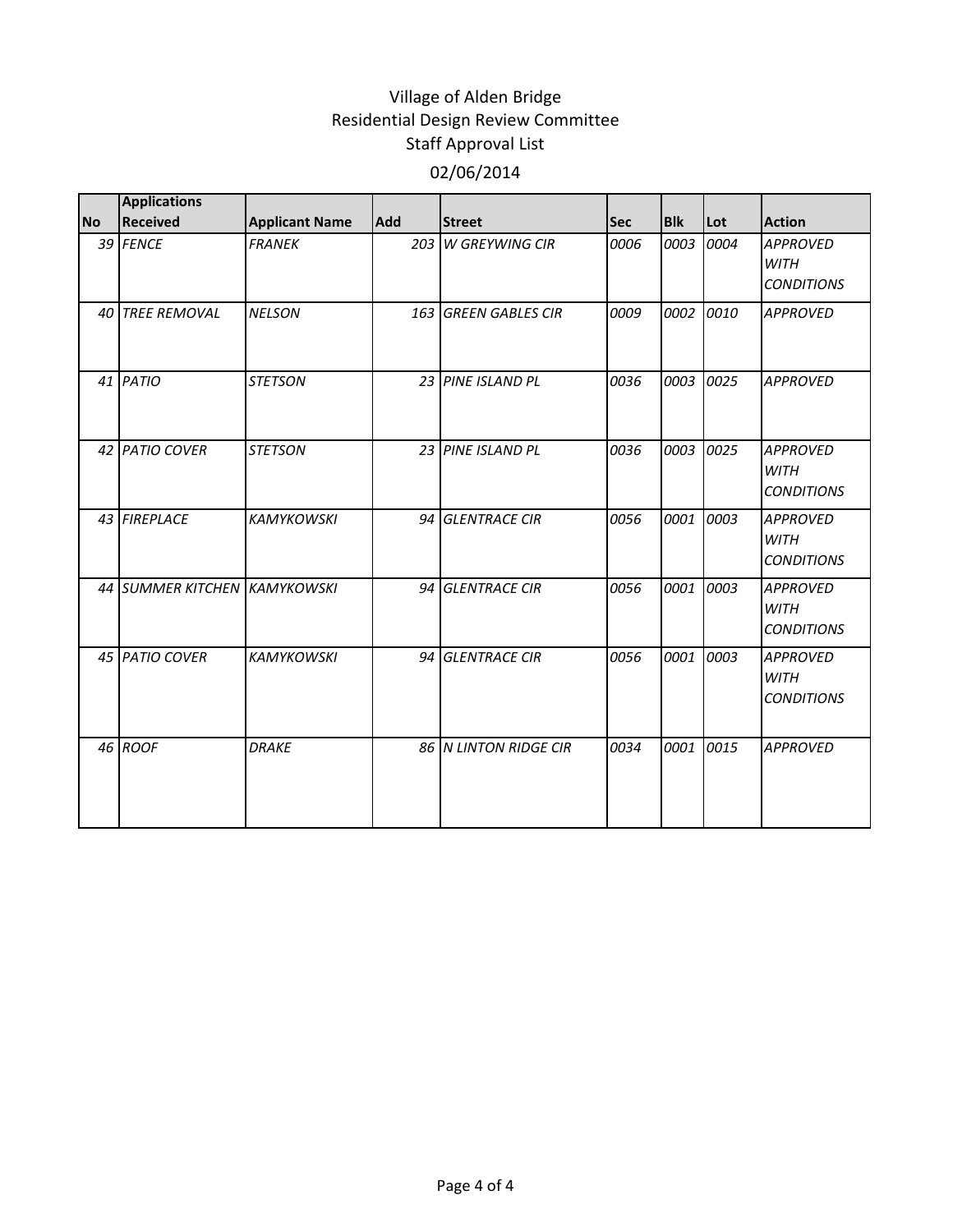Village of Alden Bridge
Residential Design Review Committee
Staff Approval List
02/06/2014

| No | Applications Received | Applicant Name | Add | Street | Sec | Blk | Lot | Action |
|---|---|---|---|---|---|---|---|---|
| 39 | *FENCE* | *FRANEK* | 203 | *W GREYWING CIR* | *0006* | *0003* | *0004* | *APPROVED WITH CONDITIONS* |
| 40 | *TREE REMOVAL* | *NELSON* | 163 | *GREEN GABLES CIR* | *0009* | *0002* | *0010* | *APPROVED* |
| 41 | *PATIO* | *STETSON* | 23 | *PINE ISLAND PL* | *0036* | *0003* | *0025* | *APPROVED* |
| 42 | *PATIO COVER* | *STETSON* | 23 | *PINE ISLAND PL* | *0036* | *0003* | *0025* | *APPROVED WITH CONDITIONS* |
| 43 | *FIREPLACE* | *KAMYKOWSKI* | 94 | *GLENTRACE CIR* | *0056* | *0001* | *0003* | *APPROVED WITH CONDITIONS* |
| 44 | *SUMMER KITCHEN* | *KAMYKOWSKI* | 94 | *GLENTRACE CIR* | *0056* | *0001* | *0003* | *APPROVED WITH CONDITIONS* |
| 45 | *PATIO COVER* | *KAMYKOWSKI* | 94 | *GLENTRACE CIR* | *0056* | *0001* | *0003* | *APPROVED WITH CONDITIONS* |
| 46 | *ROOF* | *DRAKE* | 86 | *N LINTON RIDGE CIR* | *0034* | *0001* | *0015* | *APPROVED* |